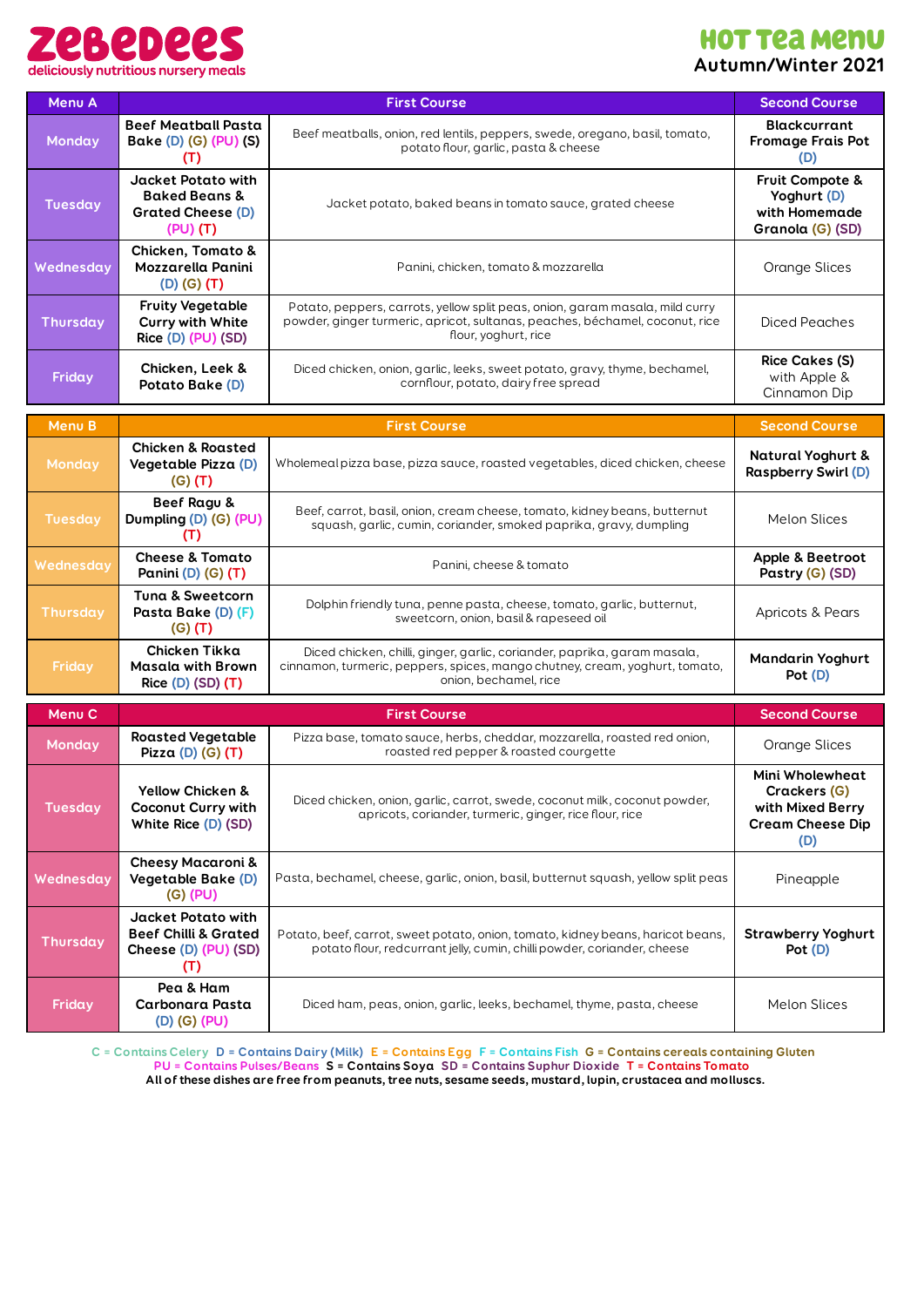# zebedees

deliciously nutritious nursery meals

## Hot Tea Menu

### Autumn/Winter 2021

| Menu A | First Course | | Second Course |
|---|---|---|---|
| Monday | Beef Meatball Pasta Bake (D) (G) (PU) (S) (T) | Beef meatballs, onion, red lentils, peppers, swede, oregano, basil, tomato, potato flour, garlic, pasta & cheese | Blackcurrant Fromage Frais Pot (D) |
| Tuesday | Jacket Potato with Baked Beans & Grated Cheese (D) (PU) (T) | Jacket potato, baked beans in tomato sauce, grated cheese | Fruit Compote & Yoghurt (D) with Homemade Granola (G) (SD) |
| Wednesday | Chicken, Tomato & Mozzarella Panini (D) (G) (T) | Panini, chicken, tomato & mozzarella | Orange Slices |
| Thursday | Fruity Vegetable Curry with White Rice (D) (PU) (SD) | Potato, peppers, carrots, yellow split peas, onion, garam masala, mild curry powder, ginger turmeric, apricot, sultanas, peaches, béchamel, coconut, rice flour, yoghurt, rice | Diced Peaches |
| Friday | Chicken, Leek & Potato Bake (D) | Diced chicken, onion, garlic, leeks, sweet potato, gravy, thyme, bechamel, cornflour, potato, dairy free spread | Rice Cakes (S) with Apple & Cinnamon Dip |

| Menu B | First Course | | Second Course |
|---|---|---|---|
| Monday | Chicken & Roasted Vegetable Pizza (D) (G) (T) | Wholemeal pizza base, pizza sauce, roasted vegetables, diced chicken, cheese | Natural Yoghurt & Raspberry Swirl (D) |
| Tuesday | Beef Ragu & Dumpling (D) (G) (PU) (T) | Beef, carrot, basil, onion, cream cheese, tomato, kidney beans, butternut squash, garlic, cumin, coriander, smoked paprika, gravy, dumpling | Melon Slices |
| Wednesday | Cheese & Tomato Panini (D) (G) (T) | Panini, cheese & tomato | Apple & Beetroot Pastry (G) (SD) |
| Thursday | Tuna & Sweetcorn Pasta Bake (D) (F) (G) (T) | Dolphin friendly tuna, penne pasta, cheese, tomato, garlic, butternut, sweetcorn, onion, basil & rapeseed oil | Apricots & Pears |
| Friday | Chicken Tikka Masala with Brown Rice (D) (SD) (T) | Diced chicken, chilli, ginger, garlic, coriander, paprika, garam masala, cinnamon, turmeric, peppers, spices, mango chutney, cream, yoghurt, tomato, onion, bechamel, rice | Mandarin Yoghurt Pot (D) |

| Menu C | First Course | | Second Course |
|---|---|---|---|
| Monday | Roasted Vegetable Pizza (D) (G) (T) | Pizza base, tomato sauce, herbs, cheddar, mozzarella, roasted red onion, roasted red pepper & roasted courgette | Orange Slices |
| Tuesday | Yellow Chicken & Coconut Curry with White Rice (D) (SD) | Diced chicken, onion, garlic, carrot, swede, coconut milk, coconut powder, apricots, coriander, turmeric, ginger, rice flour, rice | Mini Wholewheat Crackers (G) with Mixed Berry Cream Cheese Dip (D) |
| Wednesday | Cheesy Macaroni & Vegetable Bake (D) (G) (PU) | Pasta, bechamel, cheese, garlic, onion, basil, butternut squash, yellow split peas | Pineapple |
| Thursday | Jacket Potato with Beef Chilli & Grated Cheese (D) (PU) (SD) (T) | Potato, beef, carrot, sweet potato, onion, tomato, kidney beans, haricot beans, potato flour, redcurrant jelly, cumin, chilli powder, coriander, cheese | Strawberry Yoghurt Pot (D) |
| Friday | Pea & Ham Carbonara Pasta (D) (G) (PU) | Diced ham, peas, onion, garlic, leeks, bechamel, thyme, pasta, cheese | Melon Slices |

C = Contains Celery  D = Contains Dairy (Milk)  E = Contains Egg  F = Contains Fish  G = Contains cereals containing Gluten
PU = Contains Pulses/Beans  S = Contains Soya  SD = Contains Suphur Dioxide  T = Contains Tomato

**All of these dishes are free from peanuts, tree nuts, sesame seeds, mustard, lupin, crustacea and molluscs.**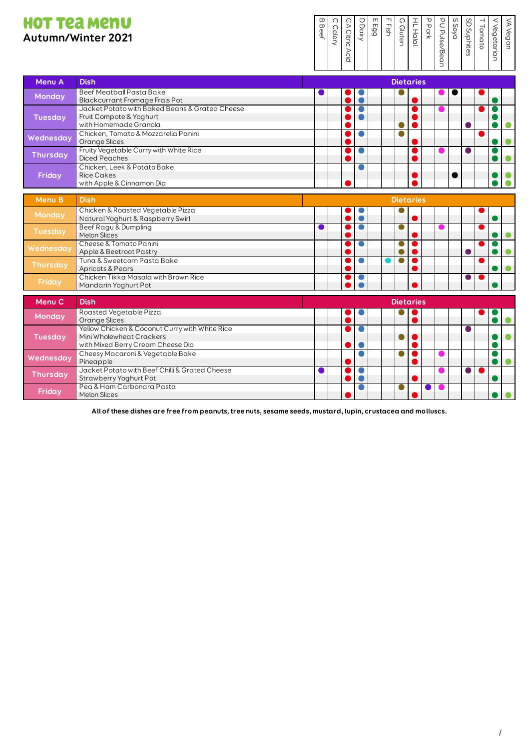# Hot Tea Menu

**Autumn/Winter 2021**

Key: B Beef, C Celery, CA Citric Acid, D Dairy, E Egg, F Fish, G Gluten, HL Halal, P Pork, PU Pulse/Bean, S Soya, SD Sulphites, T Tomato, V Vegetarian, VA Vegan

| Menu A | Dish | B | C | CA | D | E | F | G | HL | P | PU | S | SD | T | V | VA |
|---|---|---|---|---|---|---|---|---|---|---|---|---|---|---|---|---|
| Monday | Beef Meatball Pasta Bake | ● | | ● | ● | | | ● | | | ● | ● | | ● | | |
| | Blackcurrant Fromage Frais Pot | | | ● | ● | | | | ● | | | | | | ● | |
| Tuesday | Jacket Potato with Baked Beans & Grated Cheese | | | ● | ● | | | | ● | | ● | | | ● | ● | |
| | Fruit Compote & Yoghurt | | | ● | ● | | | | ● | | | | | | ● | |
| | with Homemade Granola | | | ● | | | | ● | ● | | | | ● | | ● | ● |
| Wednesday | Chicken, Tomato & Mozzarella Panini | | | ● | ● | | | ● | | | | | | ● | | |
| | Orange Slices | | | ● | | | | | ● | | | | | | ● | ● |
| Thursday | Fruity Vegetable Curry with White Rice | | | ● | ● | | | | ● | | ● | | ● | | ● | |
| | Diced Peaches | | | ● | | | | | ● | | | | | | ● | ● |
| Friday | Chicken, Leek & Potato Bake | | | | ● | | | | | | | | | | | |
| | Rice Cakes | | | | | | | | ● | | | ● | | | ● | ● |
| | with Apple & Cinnamon Dip | | | ● | | | | | ● | | | | | | ● | ● |

| Menu B | Dish | B | C | CA | D | E | F | G | HL | P | PU | S | SD | T | V | VA |
|---|---|---|---|---|---|---|---|---|---|---|---|---|---|---|---|---|
| Monday | Chicken & Roasted Vegetable Pizza | | | ● | ● | | | ● | | | | | | ● | | |
| | Natural Yoghurt & Raspberry Swirl | | | ● | ● | | | | ● | | | | | | ● | |
| Tuesday | Beef Ragu & Dumpling | ● | | ● | ● | | | ● | | | ● | | | ● | | |
| | Melon Slices | | | ● | | | | | ● | | | | | | ● | ● |
| Wednesday | Cheese & Tomato Panini | | | ● | ● | | | ● | ● | | | | | ● | ● | |
| | Apple & Beetroot Pastry | | | ● | | | | ● | ● | | | | ● | | ● | ● |
| Thursday | Tuna & Sweetcorn Pasta Bake | | | ● | ● | | ● | ● | ● | | | | | ● | | |
| | Apricots & Pears | | | ● | | | | | ● | | | | | | ● | ● |
| Friday | Chicken Tikka Masala with Brown Rice | | | ● | ● | | | | | | | | ● | ● | | |
| | Mandarin Yoghurt Pot | | | ● | ● | | | | ● | | | | | | ● | |

| Menu C | Dish | B | C | CA | D | E | F | G | HL | P | PU | S | SD | T | V | VA |
|---|---|---|---|---|---|---|---|---|---|---|---|---|---|---|---|---|
| Monday | Roasted Vegetable Pizza | | | ● | ● | | | ● | ● | | | | | ● | ● | |
| | Orange Slices | | | ● | | | | | ● | | | | | | ● | ● |
| Tuesday | Yellow Chicken & Coconut Curry with White Rice | | | ● | ● | | | | | | | | ● | | | |
| | Mini Wholewheat Crackers | | | | | | | ● | ● | | | | | | ● | ● |
| | with Mixed Berry Cream Cheese Dip | | | ● | ● | | | | ● | | | | | | ● | |
| Wednesday | Cheesy Macaroni & Vegetable Bake | | | | ● | | | ● | ● | | ● | | | | ● | |
| | Pineapple | | | ● | | | | | ● | | | | | | ● | ● |
| Thursday | Jacket Potato with Beef Chilli & Grated Cheese | ● | | ● | ● | | | | | | ● | | ● | ● | | |
| | Strawberry Yoghurt Pot | | | ● | ● | | | | ● | | | | | | ● | |
| Friday | Pea & Ham Carbonara Pasta | | | | ● | | | ● | | ● | ● | | | | | |
| | Melon Slices | | | ● | | | | | ● | | | | | | ● | ● |

**All of these dishes are free from peanuts, tree nuts, sesame seeds, mustard, lupin, crustacea and molluscs.**